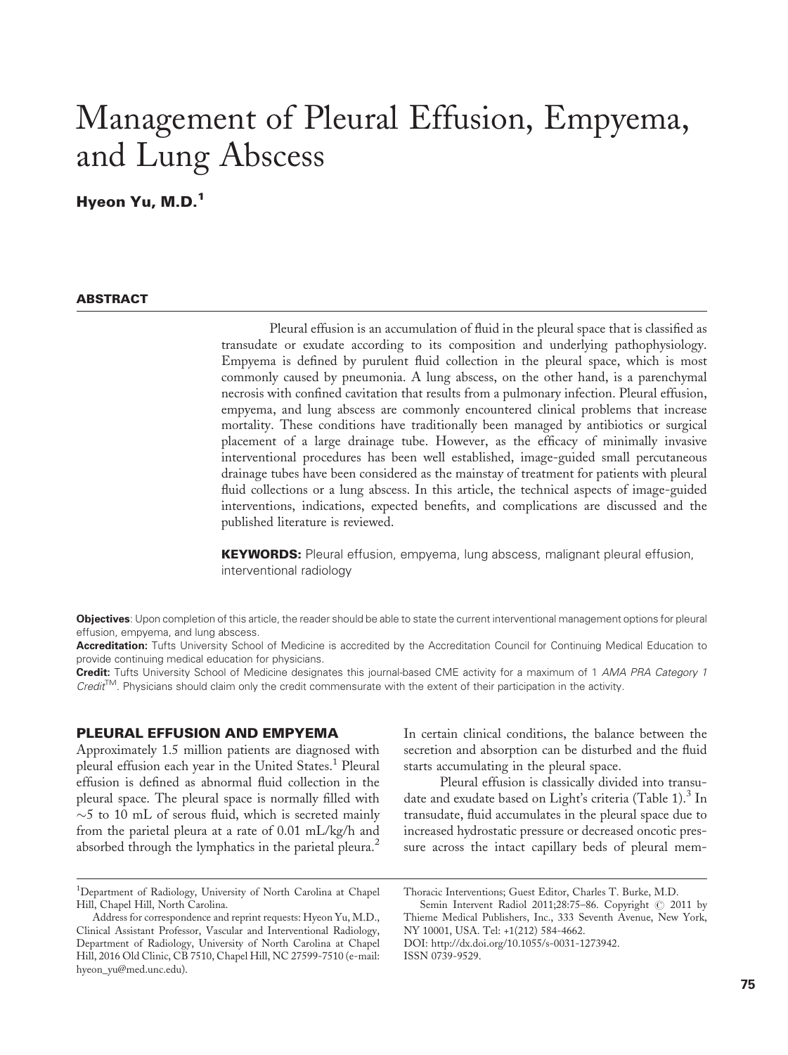# Management of Pleural Effusion, Empyema, and Lung Abscess

**Hyeon Yu, M.D.[1]**

## ABSTRACT

Pleural effusion is an accumulation of fluid in the pleural space that is classified as transudate or exudate according to its composition and underlying pathophysiology. Empyema is defined by purulent fluid collection in the pleural space, which is most commonly caused by pneumonia. A lung abscess, on the other hand, is a parenchymal necrosis with confined cavitation that results from a pulmonary infection. Pleural effusion, empyema, and lung abscess are commonly encountered clinical problems that increase mortality. These conditions have traditionally been managed by antibiotics or surgical placement of a large drainage tube. However, as the efficacy of minimally invasive interventional procedures has been well established, image-guided small percutaneous drainage tubes have been considered as the mainstay of treatment for patients with pleural fluid collections or a lung abscess. In this article, the technical aspects of image-guided interventions, indications, expected benefits, and complications are discussed and the published literature is reviewed.

**KEYWORDS:** Pleural effusion, empyema, lung abscess, malignant pleural effusion, interventional radiology

**Objectives**: Upon completion of this article, the reader should be able to state the current interventional management options for pleural effusion, empyema, and lung abscess.

**Accreditation:** Tufts University School of Medicine is accredited by the Accreditation Council for Continuing Medical Education to provide continuing medical education for physicians.

**Credit:** Tufts University School of Medicine designates this journal-based CME activity for a maximum of 1 *AMA PRA Category 1 Credit*™. Physicians should claim only the credit commensurate with the extent of their participation in the activity.

## PLEURAL EFFUSION AND EMPYEMA

Approximately 1.5 million patients are diagnosed with pleural effusion each year in the United States.[1] Pleural effusion is defined as abnormal fluid collection in the pleural space. The pleural space is normally filled with ~5 to 10 mL of serous fluid, which is secreted mainly from the parietal pleura at a rate of 0.01 mL/kg/h and absorbed through the lymphatics in the parietal pleura.[2] In certain clinical conditions, the balance between the secretion and absorption can be disturbed and the fluid starts accumulating in the pleural space.

Pleural effusion is classically divided into transudate and exudate based on Light's criteria (Table 1).[3] In transudate, fluid accumulates in the pleural space due to increased hydrostatic pressure or decreased oncotic pressure across the intact capillary beds of pleural mem-

[1]Department of Radiology, University of North Carolina at Chapel Hill, Chapel Hill, North Carolina.

Address for correspondence and reprint requests: Hyeon Yu, M.D., Clinical Assistant Professor, Vascular and Interventional Radiology, Department of Radiology, University of North Carolina at Chapel Hill, 2016 Old Clinic, CB 7510, Chapel Hill, NC 27599-7510 (e-mail: hyeon_yu@med.unc.edu).

Thoracic Interventions; Guest Editor, Charles T. Burke, M.D.

Semin Intervent Radiol 2011;28:75–86. Copyright © 2011 by Thieme Medical Publishers, Inc., 333 Seventh Avenue, New York, NY 10001, USA. Tel: +1(212) 584-4662.

DOI: http://dx.doi.org/10.1055/s-0031-1273942.

ISSN 0739-9529.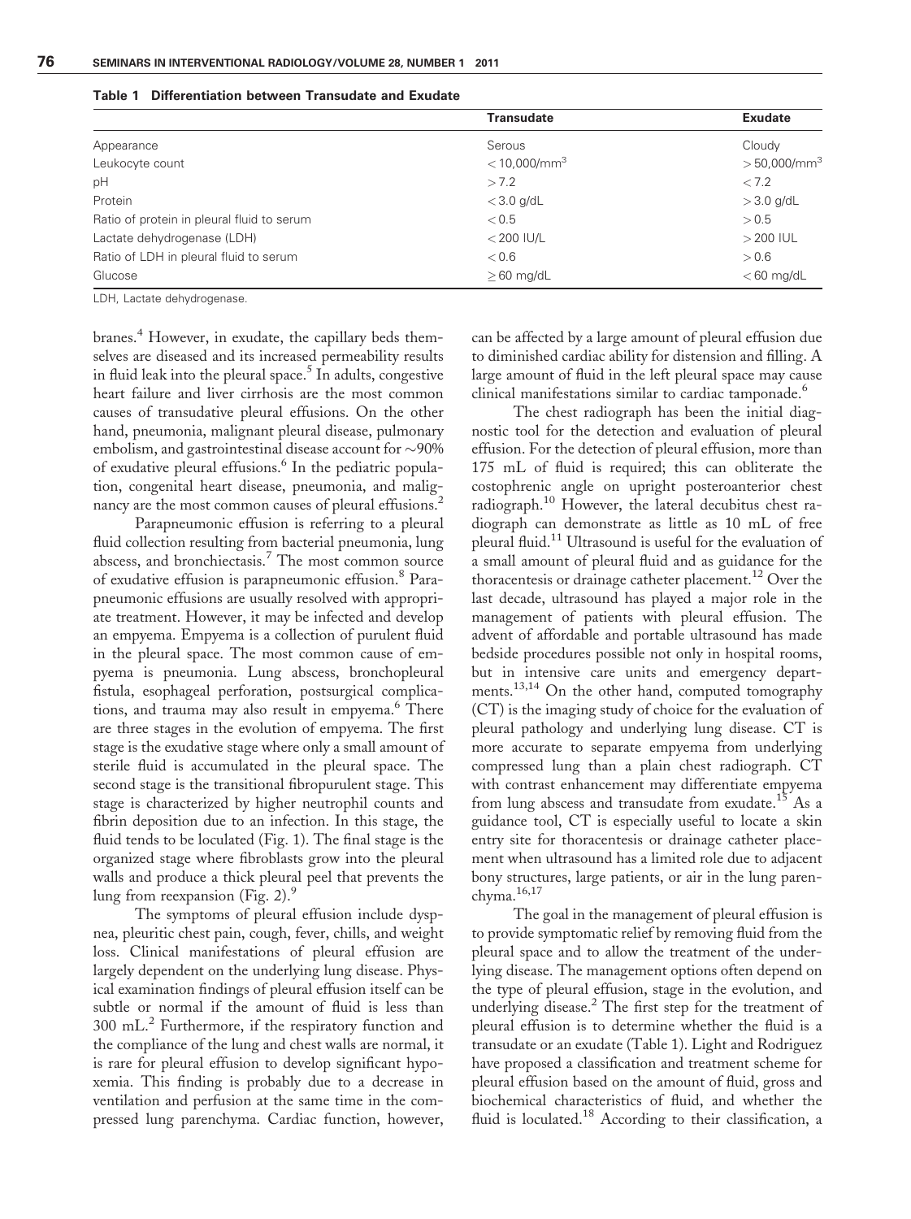**Table 1 Differentiation between Transudate and Exudate**

| | Transudate | Exudate |
|---|---|---|
| Appearance | Serous | Cloudy |
| Leukocyte count | $< 10{,}000/\text{mm}^3$ | $> 50{,}000/\text{mm}^3$ |
| pH | $> 7.2$ | $< 7.2$ |
| Protein | $< 3.0$ g/dL | $> 3.0$ g/dL |
| Ratio of protein in pleural fluid to serum | $< 0.5$ | $> 0.5$ |
| Lactate dehydrogenase (LDH) | $< 200$ IU/L | $> 200$ IUL |
| Ratio of LDH in pleural fluid to serum | $< 0.6$ | $> 0.6$ |
| Glucose | $\geq 60$ mg/dL | $< 60$ mg/dL |

LDH, Lactate dehydrogenase.

branes.[4] However, in exudate, the capillary beds themselves are diseased and its increased permeability results in fluid leak into the pleural space.[5] In adults, congestive heart failure and liver cirrhosis are the most common causes of transudative pleural effusions. On the other hand, pneumonia, malignant pleural disease, pulmonary embolism, and gastrointestinal disease account for ~90% of exudative pleural effusions.[6] In the pediatric population, congenital heart disease, pneumonia, and malignancy are the most common causes of pleural effusions.[2]

Parapneumonic effusion is referring to a pleural fluid collection resulting from bacterial pneumonia, lung abscess, and bronchiectasis.[7] The most common source of exudative effusion is parapneumonic effusion.[8] Parapneumonic effusions are usually resolved with appropriate treatment. However, it may be infected and develop an empyema. Empyema is a collection of purulent fluid in the pleural space. The most common cause of empyema is pneumonia. Lung abscess, bronchopleural fistula, esophageal perforation, postsurgical complications, and trauma may also result in empyema.[6] There are three stages in the evolution of empyema. The first stage is the exudative stage where only a small amount of sterile fluid is accumulated in the pleural space. The second stage is the transitional fibropurulent stage. This stage is characterized by higher neutrophil counts and fibrin deposition due to an infection. In this stage, the fluid tends to be loculated (Fig. 1). The final stage is the organized stage where fibroblasts grow into the pleural walls and produce a thick pleural peel that prevents the lung from reexpansion (Fig. 2).[9]

The symptoms of pleural effusion include dyspnea, pleuritic chest pain, cough, fever, chills, and weight loss. Clinical manifestations of pleural effusion are largely dependent on the underlying lung disease. Physical examination findings of pleural effusion itself can be subtle or normal if the amount of fluid is less than 300 mL.[2] Furthermore, if the respiratory function and the compliance of the lung and chest walls are normal, it is rare for pleural effusion to develop significant hypoxemia. This finding is probably due to a decrease in ventilation and perfusion at the same time in the compressed lung parenchyma. Cardiac function, however, can be affected by a large amount of pleural effusion due to diminished cardiac ability for distension and filling. A large amount of fluid in the left pleural space may cause clinical manifestations similar to cardiac tamponade.[6]

The chest radiograph has been the initial diagnostic tool for the detection and evaluation of pleural effusion. For the detection of pleural effusion, more than 175 mL of fluid is required; this can obliterate the costophrenic angle on upright posteroanterior chest radiograph.[10] However, the lateral decubitus chest radiograph can demonstrate as little as 10 mL of free pleural fluid.[11] Ultrasound is useful for the evaluation of a small amount of pleural fluid and as guidance for the thoracentesis or drainage catheter placement.[12] Over the last decade, ultrasound has played a major role in the management of patients with pleural effusion. The advent of affordable and portable ultrasound has made bedside procedures possible not only in hospital rooms, but in intensive care units and emergency departments.[13,14] On the other hand, computed tomography (CT) is the imaging study of choice for the evaluation of pleural pathology and underlying lung disease. CT is more accurate to separate empyema from underlying compressed lung than a plain chest radiograph. CT with contrast enhancement may differentiate empyema from lung abscess and transudate from exudate.[15] As a guidance tool, CT is especially useful to locate a skin entry site for thoracentesis or drainage catheter placement when ultrasound has a limited role due to adjacent bony structures, large patients, or air in the lung parenchyma.[16,17]

The goal in the management of pleural effusion is to provide symptomatic relief by removing fluid from the pleural space and to allow the treatment of the underlying disease. The management options often depend on the type of pleural effusion, stage in the evolution, and underlying disease.[2] The first step for the treatment of pleural effusion is to determine whether the fluid is a transudate or an exudate (Table 1). Light and Rodriguez have proposed a classification and treatment scheme for pleural effusion based on the amount of fluid, gross and biochemical characteristics of fluid, and whether the fluid is loculated.[18] According to their classification, a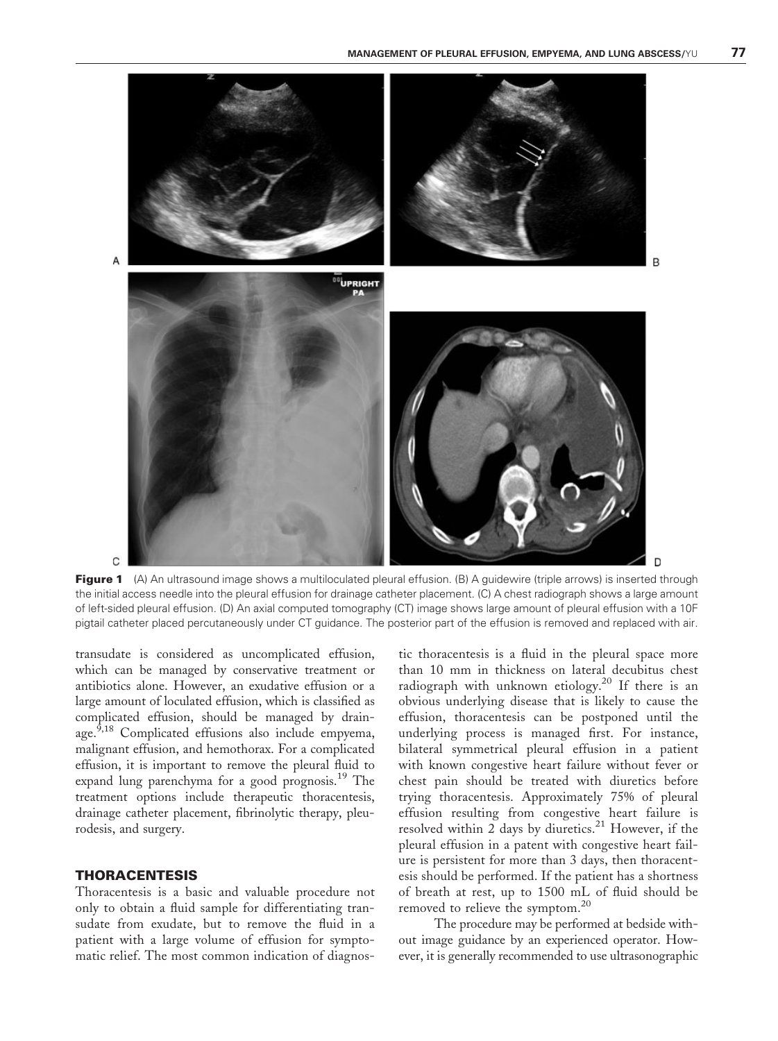**Figure 1** (A) An ultrasound image shows a multiloculated pleural effusion. (B) A guidewire (triple arrows) is inserted through the initial access needle into the pleural effusion for drainage catheter placement. (C) A chest radiograph shows a large amount of left-sided pleural effusion. (D) An axial computed tomography (CT) image shows large amount of pleural effusion with a 10F pigtail catheter placed percutaneously under CT guidance. The posterior part of the effusion is removed and replaced with air.

transudate is considered as uncomplicated effusion, which can be managed by conservative treatment or antibiotics alone. However, an exudative effusion or a large amount of loculated effusion, which is classified as complicated effusion, should be managed by drainage.[9,18] Complicated effusions also include empyema, malignant effusion, and hemothorax. For a complicated effusion, it is important to remove the pleural fluid to expand lung parenchyma for a good prognosis.[19] The treatment options include therapeutic thoracentesis, drainage catheter placement, fibrinolytic therapy, pleurodesis, and surgery.

## THORACENTESIS

Thoracentesis is a basic and valuable procedure not only to obtain a fluid sample for differentiating transudate from exudate, but to remove the fluid in a patient with a large volume of effusion for symptomatic relief. The most common indication of diagnostic thoracentesis is a fluid in the pleural space more than 10 mm in thickness on lateral decubitus chest radiograph with unknown etiology.[20] If there is an obvious underlying disease that is likely to cause the effusion, thoracentesis can be postponed until the underlying process is managed first. For instance, bilateral symmetrical pleural effusion in a patient with known congestive heart failure without fever or chest pain should be treated with diuretics before trying thoracentesis. Approximately 75% of pleural effusion resulting from congestive heart failure is resolved within 2 days by diuretics.[21] However, if the pleural effusion in a patent with congestive heart failure is persistent for more than 3 days, then thoracentesis should be performed. If the patient has a shortness of breath at rest, up to 1500 mL of fluid should be removed to relieve the symptom.[20]

The procedure may be performed at bedside without image guidance by an experienced operator. However, it is generally recommended to use ultrasonographic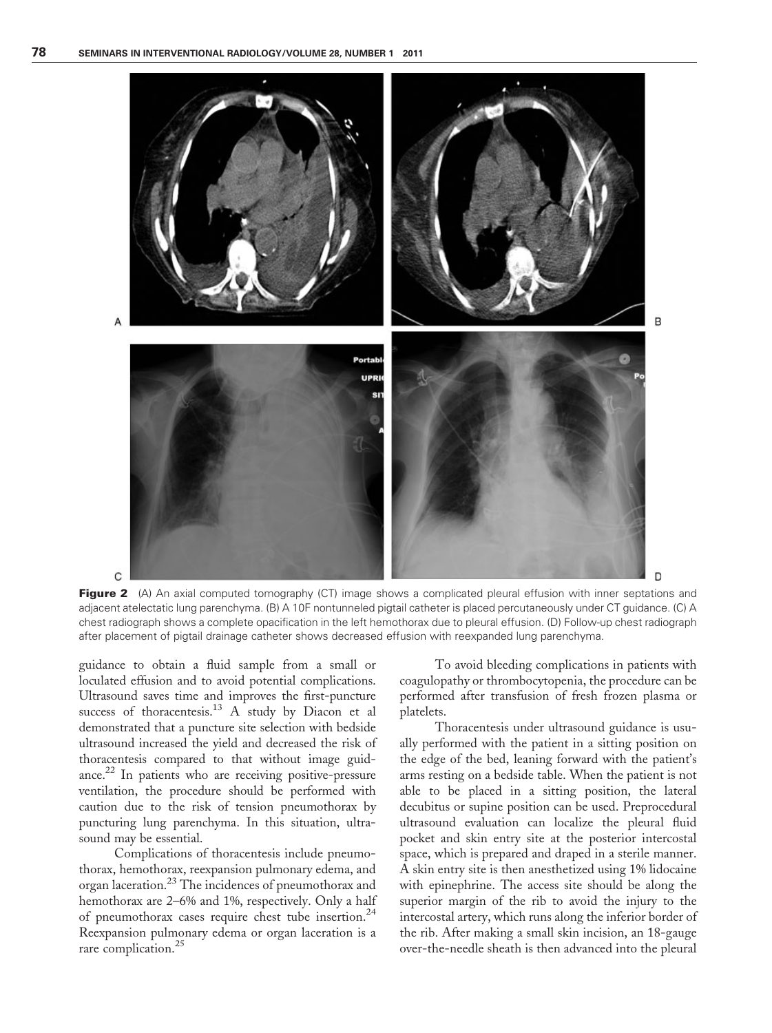**Figure 2** (A) An axial computed tomography (CT) image shows a complicated pleural effusion with inner septations and adjacent atelectatic lung parenchyma. (B) A 10F nontunneled pigtail catheter is placed percutaneously under CT guidance. (C) A chest radiograph shows a complete opacification in the left hemothorax due to pleural effusion. (D) Follow-up chest radiograph after placement of pigtail drainage catheter shows decreased effusion with reexpanded lung parenchyma.

guidance to obtain a fluid sample from a small or loculated effusion and to avoid potential complications. Ultrasound saves time and improves the first-puncture success of thoracentesis.[13] A study by Diacon et al demonstrated that a puncture site selection with bedside ultrasound increased the yield and decreased the risk of thoracentesis compared to that without image guidance.[22] In patients who are receiving positive-pressure ventilation, the procedure should be performed with caution due to the risk of tension pneumothorax by puncturing lung parenchyma. In this situation, ultrasound may be essential.

Complications of thoracentesis include pneumothorax, hemothorax, reexpansion pulmonary edema, and organ laceration.[23] The incidences of pneumothorax and hemothorax are 2–6% and 1%, respectively. Only a half of pneumothorax cases require chest tube insertion.[24] Reexpansion pulmonary edema or organ laceration is a rare complication.[25]

To avoid bleeding complications in patients with coagulopathy or thrombocytopenia, the procedure can be performed after transfusion of fresh frozen plasma or platelets.

Thoracentesis under ultrasound guidance is usually performed with the patient in a sitting position on the edge of the bed, leaning forward with the patient's arms resting on a bedside table. When the patient is not able to be placed in a sitting position, the lateral decubitus or supine position can be used. Preprocedural ultrasound evaluation can localize the pleural fluid pocket and skin entry site at the posterior intercostal space, which is prepared and draped in a sterile manner. A skin entry site is then anesthetized using 1% lidocaine with epinephrine. The access site should be along the superior margin of the rib to avoid the injury to the intercostal artery, which runs along the inferior border of the rib. After making a small skin incision, an 18-gauge over-the-needle sheath is then advanced into the pleural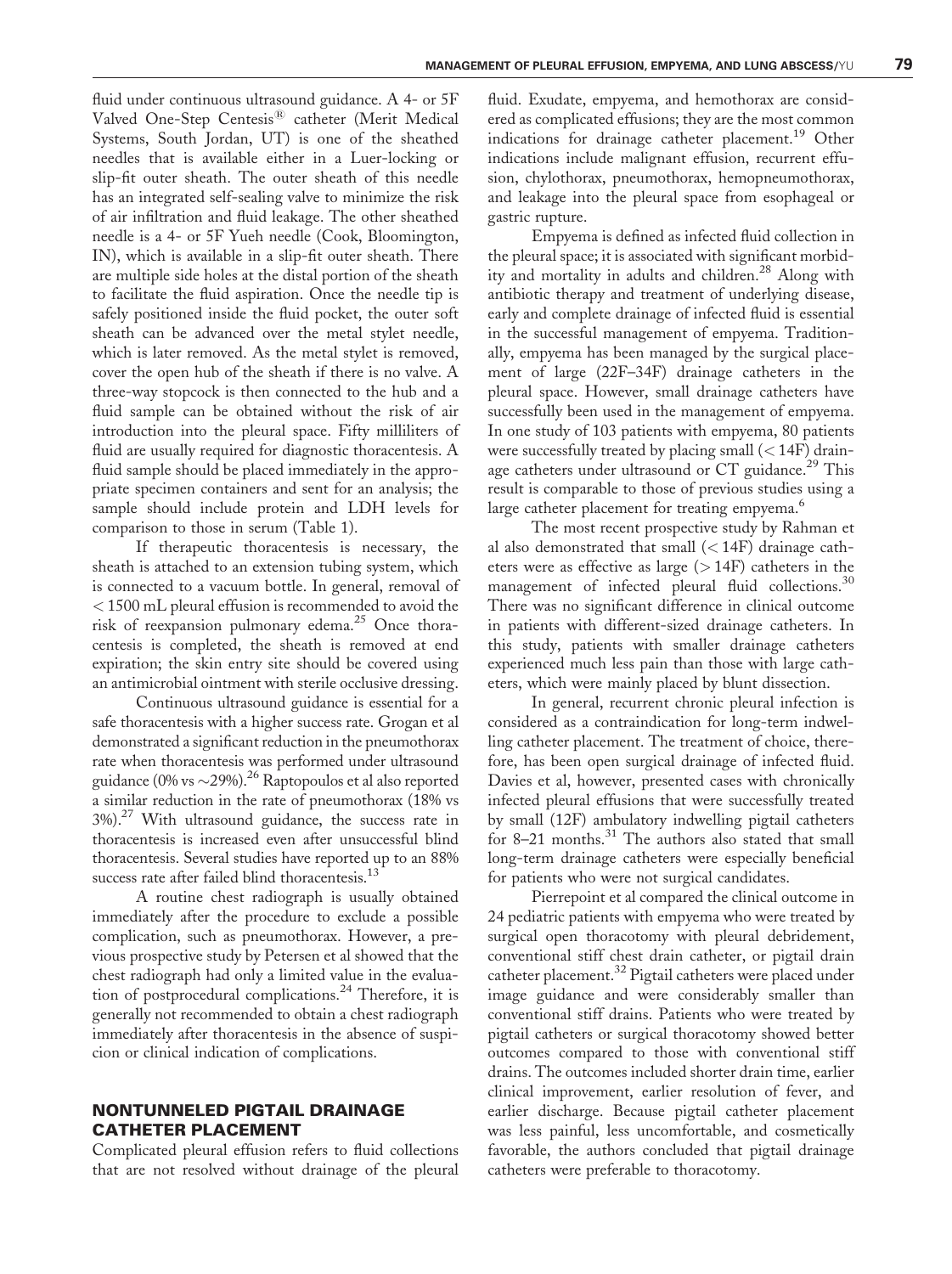fluid under continuous ultrasound guidance. A 4- or 5F Valved One-Step Centesis® catheter (Merit Medical Systems, South Jordan, UT) is one of the sheathed needles that is available either in a Luer-locking or slip-fit outer sheath. The outer sheath of this needle has an integrated self-sealing valve to minimize the risk of air infiltration and fluid leakage. The other sheathed needle is a 4- or 5F Yueh needle (Cook, Bloomington, IN), which is available in a slip-fit outer sheath. There are multiple side holes at the distal portion of the sheath to facilitate the fluid aspiration. Once the needle tip is safely positioned inside the fluid pocket, the outer soft sheath can be advanced over the metal stylet needle, which is later removed. As the metal stylet is removed, cover the open hub of the sheath if there is no valve. A three-way stopcock is then connected to the hub and a fluid sample can be obtained without the risk of air introduction into the pleural space. Fifty milliliters of fluid are usually required for diagnostic thoracentesis. A fluid sample should be placed immediately in the appropriate specimen containers and sent for an analysis; the sample should include protein and LDH levels for comparison to those in serum (Table 1).

If therapeutic thoracentesis is necessary, the sheath is attached to an extension tubing system, which is connected to a vacuum bottle. In general, removal of < 1500 mL pleural effusion is recommended to avoid the risk of reexpansion pulmonary edema.[25] Once thoracentesis is completed, the sheath is removed at end expiration; the skin entry site should be covered using an antimicrobial ointment with sterile occlusive dressing.

Continuous ultrasound guidance is essential for a safe thoracentesis with a higher success rate. Grogan et al demonstrated a significant reduction in the pneumothorax rate when thoracentesis was performed under ultrasound guidance (0% vs ~29%).[26] Raptopoulos et al also reported a similar reduction in the rate of pneumothorax (18% vs 3%).[27] With ultrasound guidance, the success rate in thoracentesis is increased even after unsuccessful blind thoracentesis. Several studies have reported up to an 88% success rate after failed blind thoracentesis.[13]

A routine chest radiograph is usually obtained immediately after the procedure to exclude a possible complication, such as pneumothorax. However, a previous prospective study by Petersen et al showed that the chest radiograph had only a limited value in the evaluation of postprocedural complications.[24] Therefore, it is generally not recommended to obtain a chest radiograph immediately after thoracentesis in the absence of suspicion or clinical indication of complications.

## NONTUNNELED PIGTAIL DRAINAGE CATHETER PLACEMENT

Complicated pleural effusion refers to fluid collections that are not resolved without drainage of the pleural fluid. Exudate, empyema, and hemothorax are considered as complicated effusions; they are the most common indications for drainage catheter placement.[19] Other indications include malignant effusion, recurrent effusion, chylothorax, pneumothorax, hemopneumothorax, and leakage into the pleural space from esophageal or gastric rupture.

Empyema is defined as infected fluid collection in the pleural space; it is associated with significant morbidity and mortality in adults and children.[28] Along with antibiotic therapy and treatment of underlying disease, early and complete drainage of infected fluid is essential in the successful management of empyema. Traditionally, empyema has been managed by the surgical placement of large (22F–34F) drainage catheters in the pleural space. However, small drainage catheters have successfully been used in the management of empyema. In one study of 103 patients with empyema, 80 patients were successfully treated by placing small (< 14F) drainage catheters under ultrasound or CT guidance.[29] This result is comparable to those of previous studies using a large catheter placement for treating empyema.[6]

The most recent prospective study by Rahman et al also demonstrated that small (< 14F) drainage catheters were as effective as large (> 14F) catheters in the management of infected pleural fluid collections.[30] There was no significant difference in clinical outcome in patients with different-sized drainage catheters. In this study, patients with smaller drainage catheters experienced much less pain than those with large catheters, which were mainly placed by blunt dissection.

In general, recurrent chronic pleural infection is considered as a contraindication for long-term indwelling catheter placement. The treatment of choice, therefore, has been open surgical drainage of infected fluid. Davies et al, however, presented cases with chronically infected pleural effusions that were successfully treated by small (12F) ambulatory indwelling pigtail catheters for 8–21 months.[31] The authors also stated that small long-term drainage catheters were especially beneficial for patients who were not surgical candidates.

Pierrepoint et al compared the clinical outcome in 24 pediatric patients with empyema who were treated by surgical open thoracotomy with pleural debridement, conventional stiff chest drain catheter, or pigtail drain catheter placement.[32] Pigtail catheters were placed under image guidance and were considerably smaller than conventional stiff drains. Patients who were treated by pigtail catheters or surgical thoracotomy showed better outcomes compared to those with conventional stiff drains. The outcomes included shorter drain time, earlier clinical improvement, earlier resolution of fever, and earlier discharge. Because pigtail catheter placement was less painful, less uncomfortable, and cosmetically favorable, the authors concluded that pigtail drainage catheters were preferable to thoracotomy.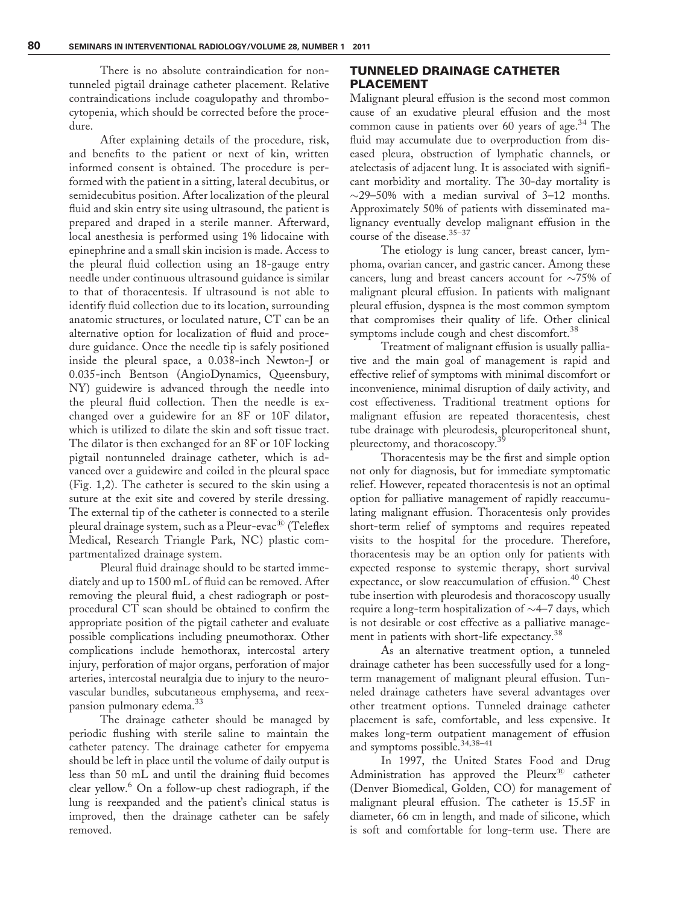There is no absolute contraindication for nontunneled pigtail drainage catheter placement. Relative contraindications include coagulopathy and thrombocytopenia, which should be corrected before the procedure.

After explaining details of the procedure, risk, and benefits to the patient or next of kin, written informed consent is obtained. The procedure is performed with the patient in a sitting, lateral decubitus, or semidecubitus position. After localization of the pleural fluid and skin entry site using ultrasound, the patient is prepared and draped in a sterile manner. Afterward, local anesthesia is performed using 1% lidocaine with epinephrine and a small skin incision is made. Access to the pleural fluid collection using an 18-gauge entry needle under continuous ultrasound guidance is similar to that of thoracentesis. If ultrasound is not able to identify fluid collection due to its location, surrounding anatomic structures, or loculated nature, CT can be an alternative option for localization of fluid and procedure guidance. Once the needle tip is safely positioned inside the pleural space, a 0.038-inch Newton-J or 0.035-inch Bentson (AngioDynamics, Queensbury, NY) guidewire is advanced through the needle into the pleural fluid collection. Then the needle is exchanged for over a guidewire for an 8F or 10F dilator, which is utilized to dilate the skin and soft tissue tract. The dilator is then exchanged for an 8F or 10F locking pigtail nontunneled drainage catheter, which is advanced over a guidewire and coiled in the pleural space (Fig. 1,2). The catheter is secured to the skin using a suture at the exit site and covered by sterile dressing. The external tip of the catheter is connected to a sterile pleural drainage system, such as a Pleur-evac® (Teleflex Medical, Research Triangle Park, NC) plastic compartmentalized drainage system.

Pleural fluid drainage should to be started immediately and up to 1500 mL of fluid can be removed. After removing the pleural fluid, a chest radiograph or postprocedural CT scan should be obtained to confirm the appropriate position of the pigtail catheter and evaluate possible complications including pneumothorax. Other complications include hemothorax, intercostal artery injury, perforation of major organs, perforation of major arteries, intercostal neuralgia due to injury to the neurovascular bundles, subcutaneous emphysema, and reexpansion pulmonary edema.[33]

The drainage catheter should be managed by periodic flushing with sterile saline to maintain the catheter patency. The drainage catheter for empyema should be left in place until the volume of daily output is less than 50 mL and until the draining fluid becomes clear yellow.[6] On a follow-up chest radiograph, if the lung is reexpanded and the patient's clinical status is improved, then the drainage catheter can be safely removed.

## TUNNELED DRAINAGE CATHETER PLACEMENT

Malignant pleural effusion is the second most common cause of an exudative pleural effusion and the most common cause in patients over 60 years of age.[34] The fluid may accumulate due to overproduction from diseased pleura, obstruction of lymphatic channels, or atelectasis of adjacent lung. It is associated with significant morbidity and mortality. The 30-day mortality is ~29–50% with a median survival of 3–12 months. Approximately 50% of patients with disseminated malignancy eventually develop malignant effusion in the course of the disease.[35–37]

The etiology is lung cancer, breast cancer, lymphoma, ovarian cancer, and gastric cancer. Among these cancers, lung and breast cancers account for ~75% of malignant pleural effusion. In patients with malignant pleural effusion, dyspnea is the most common symptom that compromises their quality of life. Other clinical symptoms include cough and chest discomfort.[38]

Treatment of malignant effusion is usually palliative and the main goal of management is rapid and effective relief of symptoms with minimal discomfort or inconvenience, minimal disruption of daily activity, and cost effectiveness. Traditional treatment options for malignant effusion are repeated thoracentesis, chest tube drainage with pleurodesis, pleuroperitoneal shunt, pleurectomy, and thoracoscopy.[39]

Thoracentesis may be the first and simple option not only for diagnosis, but for immediate symptomatic relief. However, repeated thoracentesis is not an optimal option for palliative management of rapidly reaccumulating malignant effusion. Thoracentesis only provides short-term relief of symptoms and requires repeated visits to the hospital for the procedure. Therefore, thoracentesis may be an option only for patients with expected response to systemic therapy, short survival expectance, or slow reaccumulation of effusion.[40] Chest tube insertion with pleurodesis and thoracoscopy usually require a long-term hospitalization of ~4–7 days, which is not desirable or cost effective as a palliative management in patients with short-life expectancy.[38]

As an alternative treatment option, a tunneled drainage catheter has been successfully used for a long-term management of malignant pleural effusion. Tunneled drainage catheters have several advantages over other treatment options. Tunneled drainage catheter placement is safe, comfortable, and less expensive. It makes long-term outpatient management of effusion and symptoms possible.[34,38–41]

In 1997, the United States Food and Drug Administration has approved the Pleurx® catheter (Denver Biomedical, Golden, CO) for management of malignant pleural effusion. The catheter is 15.5F in diameter, 66 cm in length, and made of silicone, which is soft and comfortable for long-term use. There are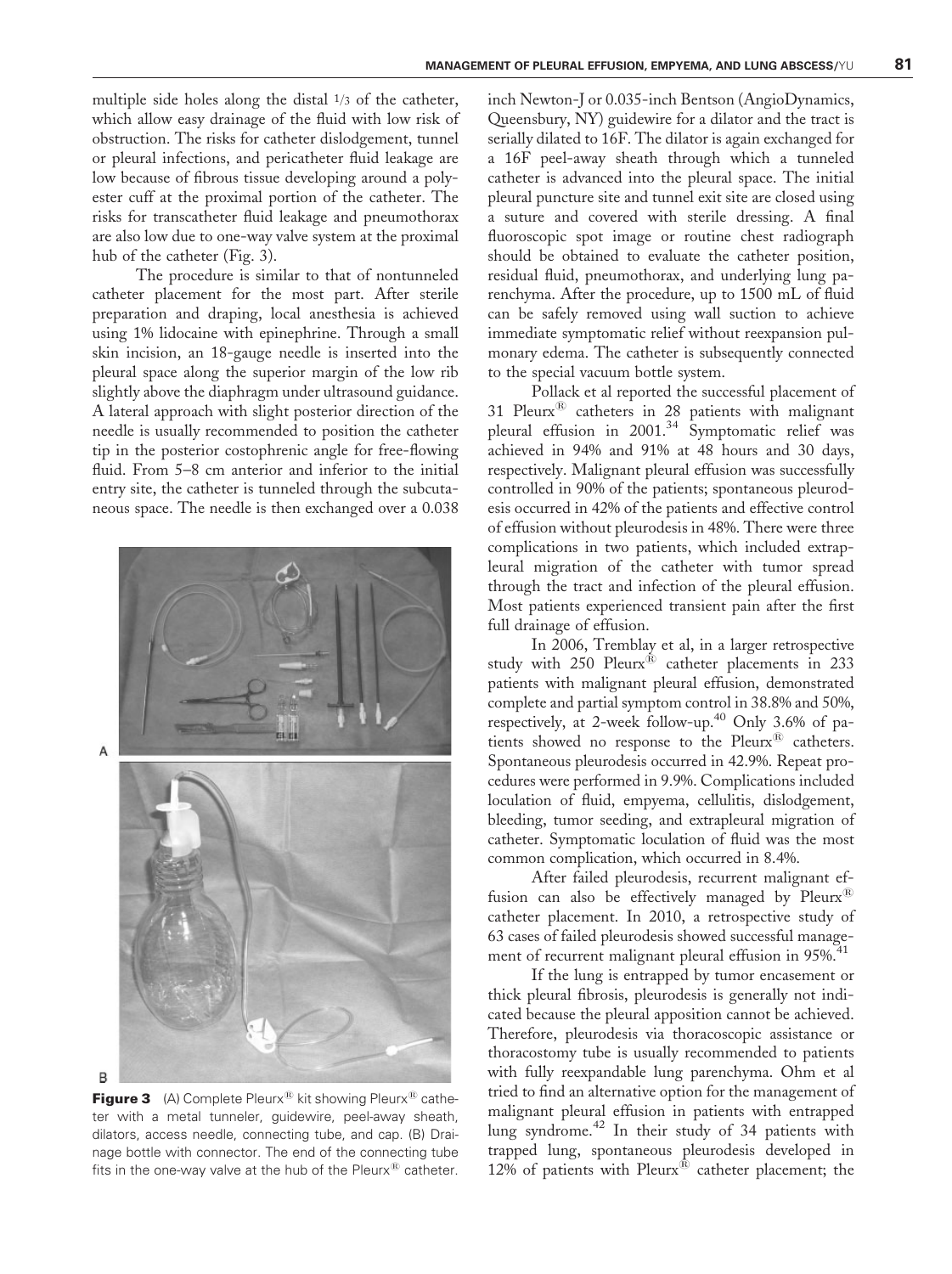multiple side holes along the distal 1/3 of the catheter, which allow easy drainage of the fluid with low risk of obstruction. The risks for catheter dislodgement, tunnel or pleural infections, and pericatheter fluid leakage are low because of fibrous tissue developing around a polyester cuff at the proximal portion of the catheter. The risks for transcatheter fluid leakage and pneumothorax are also low due to one-way valve system at the proximal hub of the catheter (Fig. 3).

The procedure is similar to that of nontunneled catheter placement for the most part. After sterile preparation and draping, local anesthesia is achieved using 1% lidocaine with epinephrine. Through a small skin incision, an 18-gauge needle is inserted into the pleural space along the superior margin of the low rib slightly above the diaphragm under ultrasound guidance. A lateral approach with slight posterior direction of the needle is usually recommended to position the catheter tip in the posterior costophrenic angle for free-flowing fluid. From 5–8 cm anterior and inferior to the initial entry site, the catheter is tunneled through the subcutaneous space. The needle is then exchanged over a 0.038 inch Newton-J or 0.035-inch Bentson (AngioDynamics, Queensbury, NY) guidewire for a dilator and the tract is serially dilated to 16F. The dilator is again exchanged for a 16F peel-away sheath through which a tunneled catheter is advanced into the pleural space. The initial pleural puncture site and tunnel exit site are closed using a suture and covered with sterile dressing. A final fluoroscopic spot image or routine chest radiograph should be obtained to evaluate the catheter position, residual fluid, pneumothorax, and underlying lung parenchyma. After the procedure, up to 1500 mL of fluid can be safely removed using wall suction to achieve immediate symptomatic relief without reexpansion pulmonary edema. The catheter is subsequently connected to the special vacuum bottle system.

**Figure 3** (A) Complete Pleurx® kit showing Pleurx® catheter with a metal tunneler, guidewire, peel-away sheath, dilators, access needle, connecting tube, and cap. (B) Drainage bottle with connector. The end of the connecting tube fits in the one-way valve at the hub of the Pleurx® catheter.

Pollack et al reported the successful placement of 31 Pleurx® catheters in 28 patients with malignant pleural effusion in 2001.[34] Symptomatic relief was achieved in 94% and 91% at 48 hours and 30 days, respectively. Malignant pleural effusion was successfully controlled in 90% of the patients; spontaneous pleurodesis occurred in 42% of the patients and effective control of effusion without pleurodesis in 48%. There were three complications in two patients, which included extrapleural migration of the catheter with tumor spread through the tract and infection of the pleural effusion. Most patients experienced transient pain after the first full drainage of effusion.

In 2006, Tremblay et al, in a larger retrospective study with 250 Pleurx® catheter placements in 233 patients with malignant pleural effusion, demonstrated complete and partial symptom control in 38.8% and 50%, respectively, at 2-week follow-up.[40] Only 3.6% of patients showed no response to the Pleurx® catheters. Spontaneous pleurodesis occurred in 42.9%. Repeat procedures were performed in 9.9%. Complications included loculation of fluid, empyema, cellulitis, dislodgement, bleeding, tumor seeding, and extrapleural migration of catheter. Symptomatic loculation of fluid was the most common complication, which occurred in 8.4%.

After failed pleurodesis, recurrent malignant effusion can also be effectively managed by Pleurx® catheter placement. In 2010, a retrospective study of 63 cases of failed pleurodesis showed successful management of recurrent malignant pleural effusion in 95%.[41]

If the lung is entrapped by tumor encasement or thick pleural fibrosis, pleurodesis is generally not indicated because the pleural apposition cannot be achieved. Therefore, pleurodesis via thoracoscopic assistance or thoracostomy tube is usually recommended to patients with fully reexpandable lung parenchyma. Ohm et al tried to find an alternative option for the management of malignant pleural effusion in patients with entrapped lung syndrome.[42] In their study of 34 patients with trapped lung, spontaneous pleurodesis developed in 12% of patients with Pleurx® catheter placement; the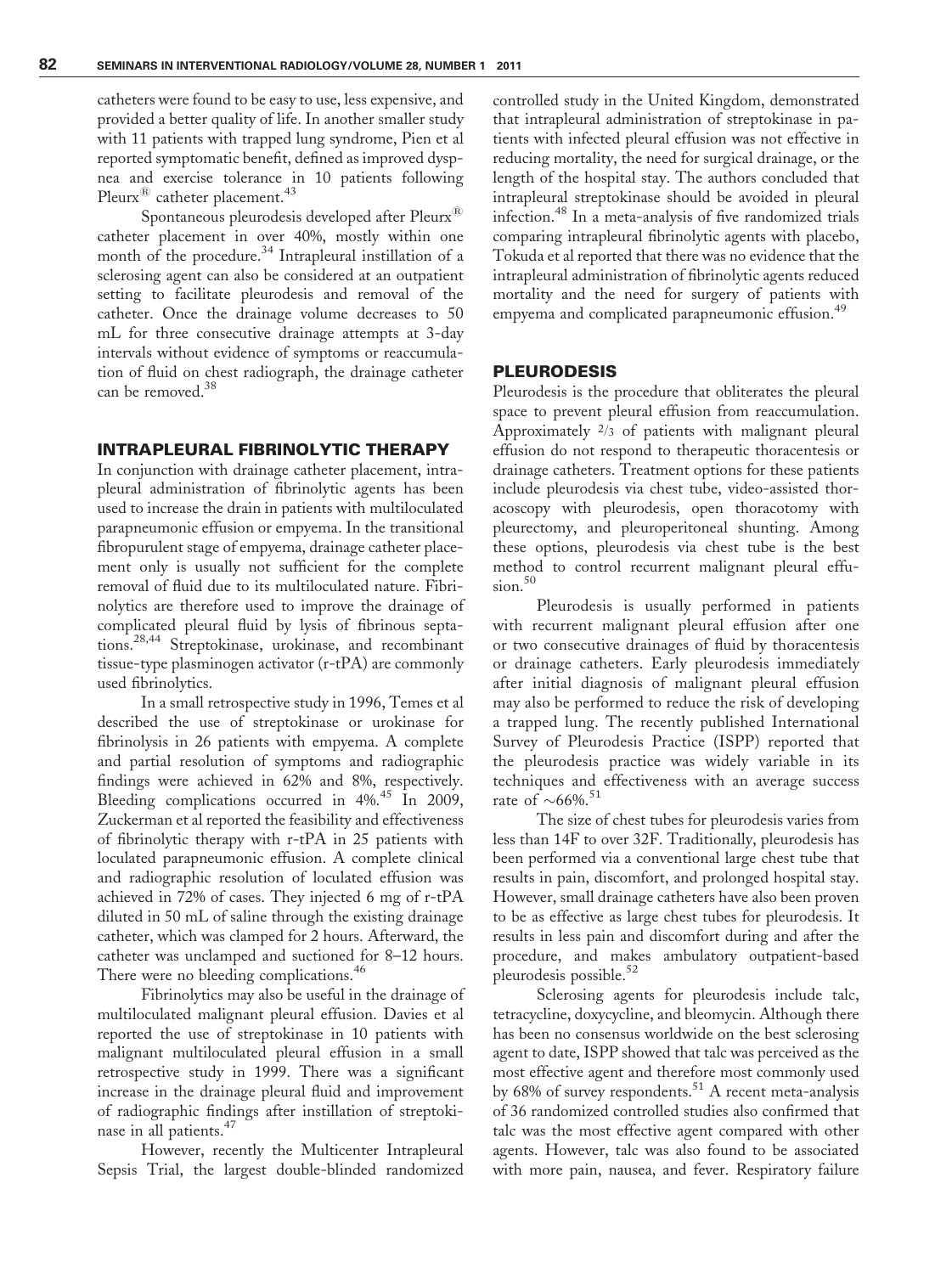catheters were found to be easy to use, less expensive, and provided a better quality of life. In another smaller study with 11 patients with trapped lung syndrome, Pien et al reported symptomatic benefit, defined as improved dyspnea and exercise tolerance in 10 patients following Pleurx® catheter placement.[43]

Spontaneous pleurodesis developed after Pleurx® catheter placement in over 40%, mostly within one month of the procedure.[34] Intrapleural instillation of a sclerosing agent can also be considered at an outpatient setting to facilitate pleurodesis and removal of the catheter. Once the drainage volume decreases to 50 mL for three consecutive drainage attempts at 3-day intervals without evidence of symptoms or reaccumulation of fluid on chest radiograph, the drainage catheter can be removed.[38]

## INTRAPLEURAL FIBRINOLYTIC THERAPY

In conjunction with drainage catheter placement, intrapleural administration of fibrinolytic agents has been used to increase the drain in patients with multiloculated parapneumonic effusion or empyema. In the transitional fibropurulent stage of empyema, drainage catheter placement only is usually not sufficient for the complete removal of fluid due to its multiloculated nature. Fibrinolytics are therefore used to improve the drainage of complicated pleural fluid by lysis of fibrinous septations.[28,44] Streptokinase, urokinase, and recombinant tissue-type plasminogen activator (r-tPA) are commonly used fibrinolytics.

In a small retrospective study in 1996, Temes et al described the use of streptokinase or urokinase for fibrinolysis in 26 patients with empyema. A complete and partial resolution of symptoms and radiographic findings were achieved in 62% and 8%, respectively. Bleeding complications occurred in 4%.[45] In 2009, Zuckerman et al reported the feasibility and effectiveness of fibrinolytic therapy with r-tPA in 25 patients with loculated parapneumonic effusion. A complete clinical and radiographic resolution of loculated effusion was achieved in 72% of cases. They injected 6 mg of r-tPA diluted in 50 mL of saline through the existing drainage catheter, which was clamped for 2 hours. Afterward, the catheter was unclamped and suctioned for 8–12 hours. There were no bleeding complications.[46]

Fibrinolytics may also be useful in the drainage of multiloculated malignant pleural effusion. Davies et al reported the use of streptokinase in 10 patients with malignant multiloculated pleural effusion in a small retrospective study in 1999. There was a significant increase in the drainage pleural fluid and improvement of radiographic findings after instillation of streptokinase in all patients.[47]

However, recently the Multicenter Intrapleural Sepsis Trial, the largest double-blinded randomized controlled study in the United Kingdom, demonstrated that intrapleural administration of streptokinase in patients with infected pleural effusion was not effective in reducing mortality, the need for surgical drainage, or the length of the hospital stay. The authors concluded that intrapleural streptokinase should be avoided in pleural infection.[48] In a meta-analysis of five randomized trials comparing intrapleural fibrinolytic agents with placebo, Tokuda et al reported that there was no evidence that the intrapleural administration of fibrinolytic agents reduced mortality and the need for surgery of patients with empyema and complicated parapneumonic effusion.[49]

## PLEURODESIS

Pleurodesis is the procedure that obliterates the pleural space to prevent pleural effusion from reaccumulation. Approximately 2/3 of patients with malignant pleural effusion do not respond to therapeutic thoracentesis or drainage catheters. Treatment options for these patients include pleurodesis via chest tube, video-assisted thoracoscopy with pleurodesis, open thoracotomy with pleurectomy, and pleuroperitoneal shunting. Among these options, pleurodesis via chest tube is the best method to control recurrent malignant pleural effusion.[50]

Pleurodesis is usually performed in patients with recurrent malignant pleural effusion after one or two consecutive drainages of fluid by thoracentesis or drainage catheters. Early pleurodesis immediately after initial diagnosis of malignant pleural effusion may also be performed to reduce the risk of developing a trapped lung. The recently published International Survey of Pleurodesis Practice (ISPP) reported that the pleurodesis practice was widely variable in its techniques and effectiveness with an average success rate of ~66%.[51]

The size of chest tubes for pleurodesis varies from less than 14F to over 32F. Traditionally, pleurodesis has been performed via a conventional large chest tube that results in pain, discomfort, and prolonged hospital stay. However, small drainage catheters have also been proven to be as effective as large chest tubes for pleurodesis. It results in less pain and discomfort during and after the procedure, and makes ambulatory outpatient-based pleurodesis possible.[52]

Sclerosing agents for pleurodesis include talc, tetracycline, doxycycline, and bleomycin. Although there has been no consensus worldwide on the best sclerosing agent to date, ISPP showed that talc was perceived as the most effective agent and therefore most commonly used by 68% of survey respondents.[51] A recent meta-analysis of 36 randomized controlled studies also confirmed that talc was the most effective agent compared with other agents. However, talc was also found to be associated with more pain, nausea, and fever. Respiratory failure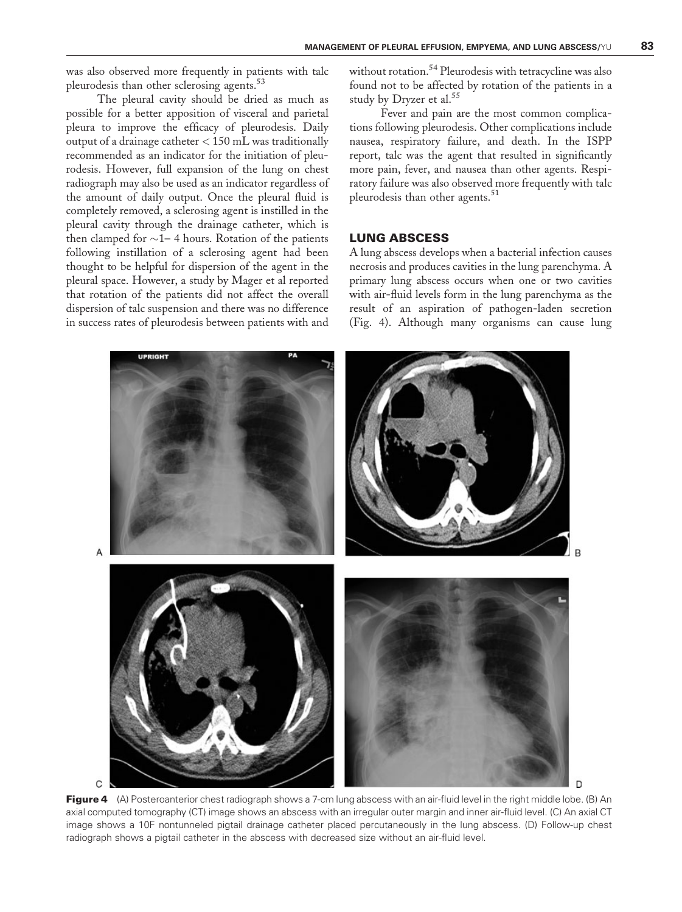was also observed more frequently in patients with talc pleurodesis than other sclerosing agents.[53]

The pleural cavity should be dried as much as possible for a better apposition of visceral and parietal pleura to improve the efficacy of pleurodesis. Daily output of a drainage catheter < 150 mL was traditionally recommended as an indicator for the initiation of pleurodesis. However, full expansion of the lung on chest radiograph may also be used as an indicator regardless of the amount of daily output. Once the pleural fluid is completely removed, a sclerosing agent is instilled in the pleural cavity through the drainage catheter, which is then clamped for ~1– 4 hours. Rotation of the patients following instillation of a sclerosing agent had been thought to be helpful for dispersion of the agent in the pleural space. However, a study by Mager et al reported that rotation of the patients did not affect the overall dispersion of talc suspension and there was no difference in success rates of pleurodesis between patients with and without rotation.[54] Pleurodesis with tetracycline was also found not to be affected by rotation of the patients in a study by Dryzer et al.[55]

Fever and pain are the most common complications following pleurodesis. Other complications include nausea, respiratory failure, and death. In the ISPP report, talc was the agent that resulted in significantly more pain, fever, and nausea than other agents. Respiratory failure was also observed more frequently with talc pleurodesis than other agents.[51]

## LUNG ABSCESS

A lung abscess develops when a bacterial infection causes necrosis and produces cavities in the lung parenchyma. A primary lung abscess occurs when one or two cavities with air-fluid levels form in the lung parenchyma as the result of an aspiration of pathogen-laden secretion (Fig. 4). Although many organisms can cause lung

**Figure 4** (A) Posteroanterior chest radiograph shows a 7-cm lung abscess with an air-fluid level in the right middle lobe. (B) An axial computed tomography (CT) image shows an abscess with an irregular outer margin and inner air-fluid level. (C) An axial CT image shows a 10F nontunneled pigtail drainage catheter placed percutaneously in the lung abscess. (D) Follow-up chest radiograph shows a pigtail catheter in the abscess with decreased size without an air-fluid level.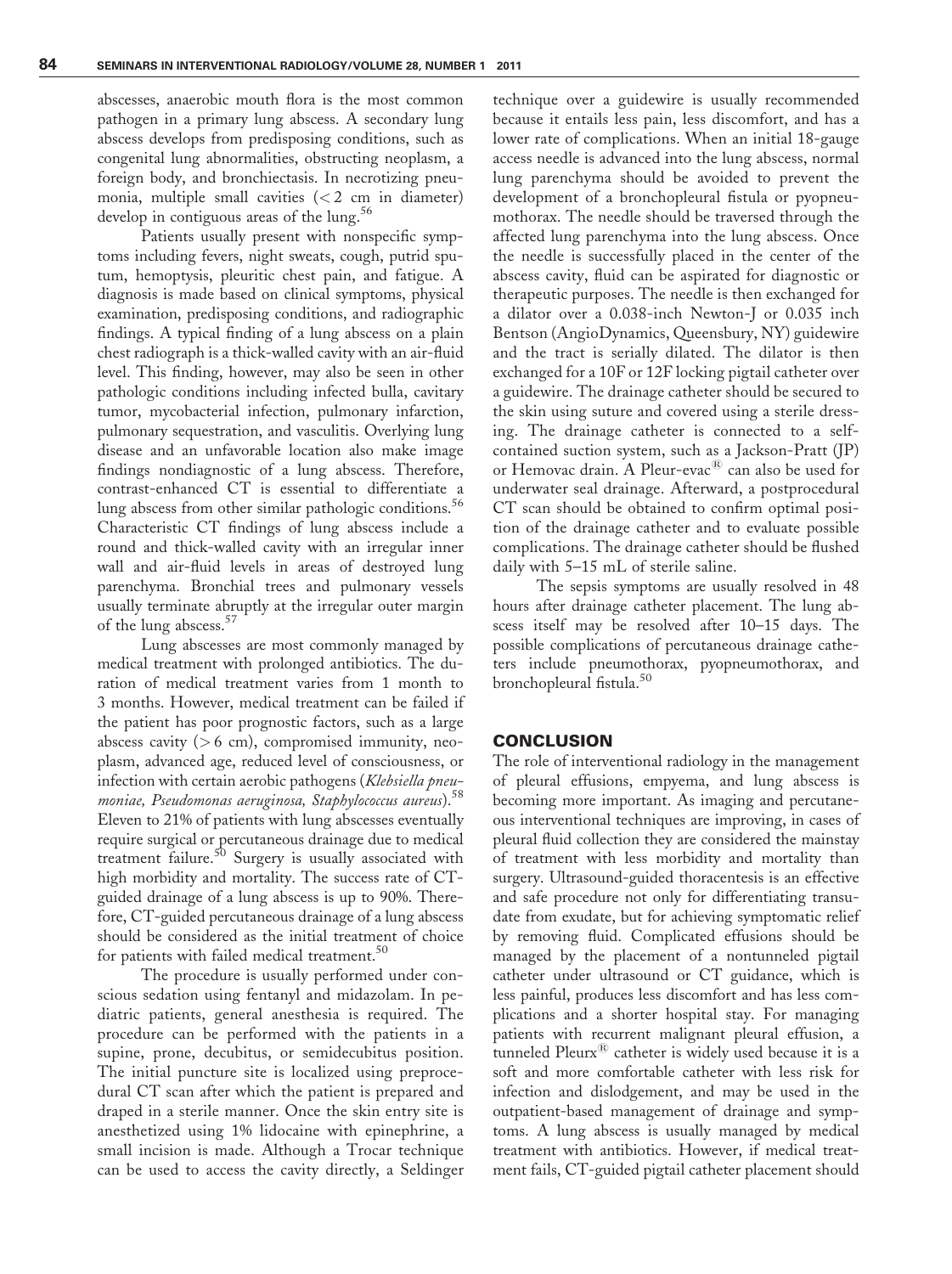abscesses, anaerobic mouth flora is the most common pathogen in a primary lung abscess. A secondary lung abscess develops from predisposing conditions, such as congenital lung abnormalities, obstructing neoplasm, a foreign body, and bronchiectasis. In necrotizing pneumonia, multiple small cavities (< 2 cm in diameter) develop in contiguous areas of the lung.[56]

Patients usually present with nonspecific symptoms including fevers, night sweats, cough, putrid sputum, hemoptysis, pleuritic chest pain, and fatigue. A diagnosis is made based on clinical symptoms, physical examination, predisposing conditions, and radiographic findings. A typical finding of a lung abscess on a plain chest radiograph is a thick-walled cavity with an air-fluid level. This finding, however, may also be seen in other pathologic conditions including infected bulla, cavitary tumor, mycobacterial infection, pulmonary infarction, pulmonary sequestration, and vasculitis. Overlying lung disease and an unfavorable location also make image findings nondiagnostic of a lung abscess. Therefore, contrast-enhanced CT is essential to differentiate a lung abscess from other similar pathologic conditions.[56] Characteristic CT findings of lung abscess include a round and thick-walled cavity with an irregular inner wall and air-fluid levels in areas of destroyed lung parenchyma. Bronchial trees and pulmonary vessels usually terminate abruptly at the irregular outer margin of the lung abscess.[57]

Lung abscesses are most commonly managed by medical treatment with prolonged antibiotics. The duration of medical treatment varies from 1 month to 3 months. However, medical treatment can be failed if the patient has poor prognostic factors, such as a large abscess cavity (> 6 cm), compromised immunity, neoplasm, advanced age, reduced level of consciousness, or infection with certain aerobic pathogens (*Klebsiella pneumoniae, Pseudomonas aeruginosa, Staphylococcus aureus*).[58] Eleven to 21% of patients with lung abscesses eventually require surgical or percutaneous drainage due to medical treatment failure.[50] Surgery is usually associated with high morbidity and mortality. The success rate of CT-guided drainage of a lung abscess is up to 90%. Therefore, CT-guided percutaneous drainage of a lung abscess should be considered as the initial treatment of choice for patients with failed medical treatment.[50]

The procedure is usually performed under conscious sedation using fentanyl and midazolam. In pediatric patients, general anesthesia is required. The procedure can be performed with the patients in a supine, prone, decubitus, or semidecubitus position. The initial puncture site is localized using preprocedural CT scan after which the patient is prepared and draped in a sterile manner. Once the skin entry site is anesthetized using 1% lidocaine with epinephrine, a small incision is made. Although a Trocar technique can be used to access the cavity directly, a Seldinger technique over a guidewire is usually recommended because it entails less pain, less discomfort, and has a lower rate of complications. When an initial 18-gauge access needle is advanced into the lung abscess, normal lung parenchyma should be avoided to prevent the development of a bronchopleural fistula or pyopneumothorax. The needle should be traversed through the affected lung parenchyma into the lung abscess. Once the needle is successfully placed in the center of the abscess cavity, fluid can be aspirated for diagnostic or therapeutic purposes. The needle is then exchanged for a dilator over a 0.038-inch Newton-J or 0.035 inch Bentson (AngioDynamics, Queensbury, NY) guidewire and the tract is serially dilated. The dilator is then exchanged for a 10F or 12F locking pigtail catheter over a guidewire. The drainage catheter should be secured to the skin using suture and covered using a sterile dressing. The drainage catheter is connected to a self-contained suction system, such as a Jackson-Pratt (JP) or Hemovac drain. A Pleur-evac® can also be used for underwater seal drainage. Afterward, a postprocedural CT scan should be obtained to confirm optimal position of the drainage catheter and to evaluate possible complications. The drainage catheter should be flushed daily with 5–15 mL of sterile saline.

The sepsis symptoms are usually resolved in 48 hours after drainage catheter placement. The lung abscess itself may be resolved after 10–15 days. The possible complications of percutaneous drainage catheters include pneumothorax, pyopneumothorax, and bronchopleural fistula.[50]

## CONCLUSION

The role of interventional radiology in the management of pleural effusions, empyema, and lung abscess is becoming more important. As imaging and percutaneous interventional techniques are improving, in cases of pleural fluid collection they are considered the mainstay of treatment with less morbidity and mortality than surgery. Ultrasound-guided thoracentesis is an effective and safe procedure not only for differentiating transudate from exudate, but for achieving symptomatic relief by removing fluid. Complicated effusions should be managed by the placement of a nontunneled pigtail catheter under ultrasound or CT guidance, which is less painful, produces less discomfort and has less complications and a shorter hospital stay. For managing patients with recurrent malignant pleural effusion, a tunneled Pleurx® catheter is widely used because it is a soft and more comfortable catheter with less risk for infection and dislodgement, and may be used in the outpatient-based management of drainage and symptoms. A lung abscess is usually managed by medical treatment with antibiotics. However, if medical treatment fails, CT-guided pigtail catheter placement should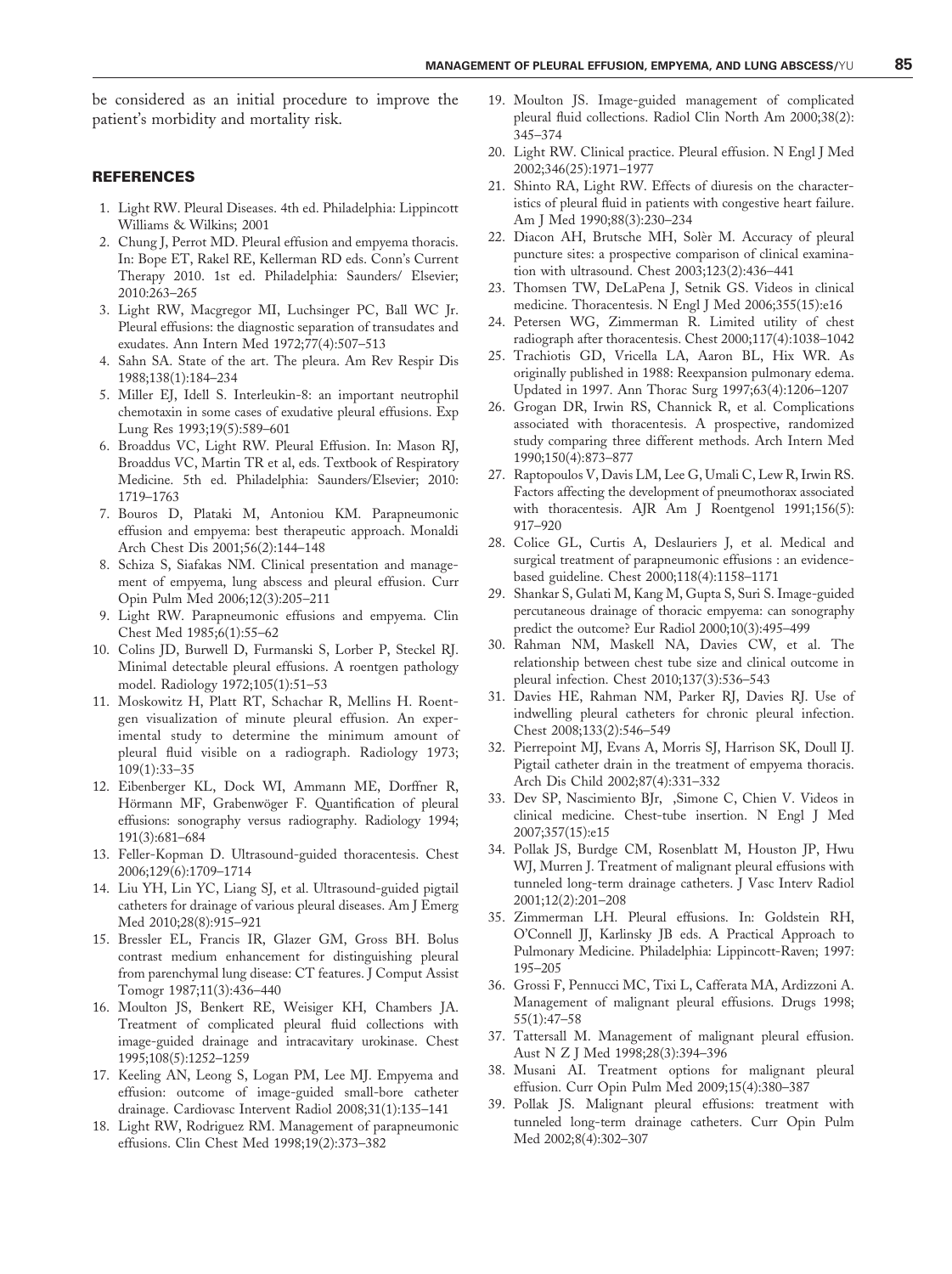be considered as an initial procedure to improve the patient's morbidity and mortality risk.

## REFERENCES

1. Light RW. Pleural Diseases. 4th ed. Philadelphia: Lippincott Williams & Wilkins; 2001
2. Chung J, Perrot MD. Pleural effusion and empyema thoracis. In: Bope ET, Rakel RE, Kellerman RD eds. Conn's Current Therapy 2010. 1st ed. Philadelphia: Saunders/ Elsevier; 2010:263–265
3. Light RW, Macgregor MI, Luchsinger PC, Ball WC Jr. Pleural effusions: the diagnostic separation of transudates and exudates. Ann Intern Med 1972;77(4):507–513
4. Sahn SA. State of the art. The pleura. Am Rev Respir Dis 1988;138(1):184–234
5. Miller EJ, Idell S. Interleukin-8: an important neutrophil chemotaxin in some cases of exudative pleural effusions. Exp Lung Res 1993;19(5):589–601
6. Broaddus VC, Light RW. Pleural Effusion. In: Mason RJ, Broaddus VC, Martin TR et al, eds. Textbook of Respiratory Medicine. 5th ed. Philadelphia: Saunders/Elsevier; 2010: 1719–1763
7. Bouros D, Plataki M, Antoniou KM. Parapneumonic effusion and empyema: best therapeutic approach. Monaldi Arch Chest Dis 2001;56(2):144–148
8. Schiza S, Siafakas NM. Clinical presentation and management of empyema, lung abscess and pleural effusion. Curr Opin Pulm Med 2006;12(3):205–211
9. Light RW. Parapneumonic effusions and empyema. Clin Chest Med 1985;6(1):55–62
10. Colins JD, Burwell D, Furmanski S, Lorber P, Steckel RJ. Minimal detectable pleural effusions. A roentgen pathology model. Radiology 1972;105(1):51–53
11. Moskowitz H, Platt RT, Schachar R, Mellins H. Roentgen visualization of minute pleural effusion. An experimental study to determine the minimum amount of pleural fluid visible on a radiograph. Radiology 1973; 109(1):33–35
12. Eibenberger KL, Dock WI, Ammann ME, Dorffner R, Hörmann MF, Grabenwöger F. Quantification of pleural effusions: sonography versus radiography. Radiology 1994; 191(3):681–684
13. Feller-Kopman D. Ultrasound-guided thoracentesis. Chest 2006;129(6):1709–1714
14. Liu YH, Lin YC, Liang SJ, et al. Ultrasound-guided pigtail catheters for drainage of various pleural diseases. Am J Emerg Med 2010;28(8):915–921
15. Bressler EL, Francis IR, Glazer GM, Gross BH. Bolus contrast medium enhancement for distinguishing pleural from parenchymal lung disease: CT features. J Comput Assist Tomogr 1987;11(3):436–440
16. Moulton JS, Benkert RE, Weisiger KH, Chambers JA. Treatment of complicated pleural fluid collections with image-guided drainage and intracavitary urokinase. Chest 1995;108(5):1252–1259
17. Keeling AN, Leong S, Logan PM, Lee MJ. Empyema and effusion: outcome of image-guided small-bore catheter drainage. Cardiovasc Intervent Radiol 2008;31(1):135–141
18. Light RW, Rodriguez RM. Management of parapneumonic effusions. Clin Chest Med 1998;19(2):373–382
19. Moulton JS. Image-guided management of complicated pleural fluid collections. Radiol Clin North Am 2000;38(2): 345–374
20. Light RW. Clinical practice. Pleural effusion. N Engl J Med 2002;346(25):1971–1977
21. Shinto RA, Light RW. Effects of diuresis on the characteristics of pleural fluid in patients with congestive heart failure. Am J Med 1990;88(3):230–234
22. Diacon AH, Brutsche MH, Solèr M. Accuracy of pleural puncture sites: a prospective comparison of clinical examination with ultrasound. Chest 2003;123(2):436–441
23. Thomsen TW, DeLaPena J, Setnik GS. Videos in clinical medicine. Thoracentesis. N Engl J Med 2006;355(15):e16
24. Petersen WG, Zimmerman R. Limited utility of chest radiograph after thoracentesis. Chest 2000;117(4):1038–1042
25. Trachiotis GD, Vricella LA, Aaron BL, Hix WR. As originally published in 1988: Reexpansion pulmonary edema. Updated in 1997. Ann Thorac Surg 1997;63(4):1206–1207
26. Grogan DR, Irwin RS, Channick R, et al. Complications associated with thoracentesis. A prospective, randomized study comparing three different methods. Arch Intern Med 1990;150(4):873–877
27. Raptopoulos V, Davis LM, Lee G, Umali C, Lew R, Irwin RS. Factors affecting the development of pneumothorax associated with thoracentesis. AJR Am J Roentgenol 1991;156(5): 917–920
28. Colice GL, Curtis A, Deslauriers J, et al. Medical and surgical treatment of parapneumonic effusions : an evidence-based guideline. Chest 2000;118(4):1158–1171
29. Shankar S, Gulati M, Kang M, Gupta S, Suri S. Image-guided percutaneous drainage of thoracic empyema: can sonography predict the outcome? Eur Radiol 2000;10(3):495–499
30. Rahman NM, Maskell NA, Davies CW, et al. The relationship between chest tube size and clinical outcome in pleural infection. Chest 2010;137(3):536–543
31. Davies HE, Rahman NM, Parker RJ, Davies RJ. Use of indwelling pleural catheters for chronic pleural infection. Chest 2008;133(2):546–549
32. Pierrepoint MJ, Evans A, Morris SJ, Harrison SK, Doull IJ. Pigtail catheter drain in the treatment of empyema thoracis. Arch Dis Child 2002;87(4):331–332
33. Dev SP, Nascimiento BJr, ,Simone C, Chien V. Videos in clinical medicine. Chest-tube insertion. N Engl J Med 2007;357(15):e15
34. Pollak JS, Burdge CM, Rosenblatt M, Houston JP, Hwu WJ, Murren J. Treatment of malignant pleural effusions with tunneled long-term drainage catheters. J Vasc Interv Radiol 2001;12(2):201–208
35. Zimmerman LH. Pleural effusions. In: Goldstein RH, O'Connell JJ, Karlinsky JB eds. A Practical Approach to Pulmonary Medicine. Philadelphia: Lippincott-Raven; 1997: 195–205
36. Grossi F, Pennucci MC, Tixi L, Cafferata MA, Ardizzoni A. Management of malignant pleural effusions. Drugs 1998; 55(1):47–58
37. Tattersall M. Management of malignant pleural effusion. Aust N Z J Med 1998;28(3):394–396
38. Musani AI. Treatment options for malignant pleural effusion. Curr Opin Pulm Med 2009;15(4):380–387
39. Pollak JS. Malignant pleural effusions: treatment with tunneled long-term drainage catheters. Curr Opin Pulm Med 2002;8(4):302–307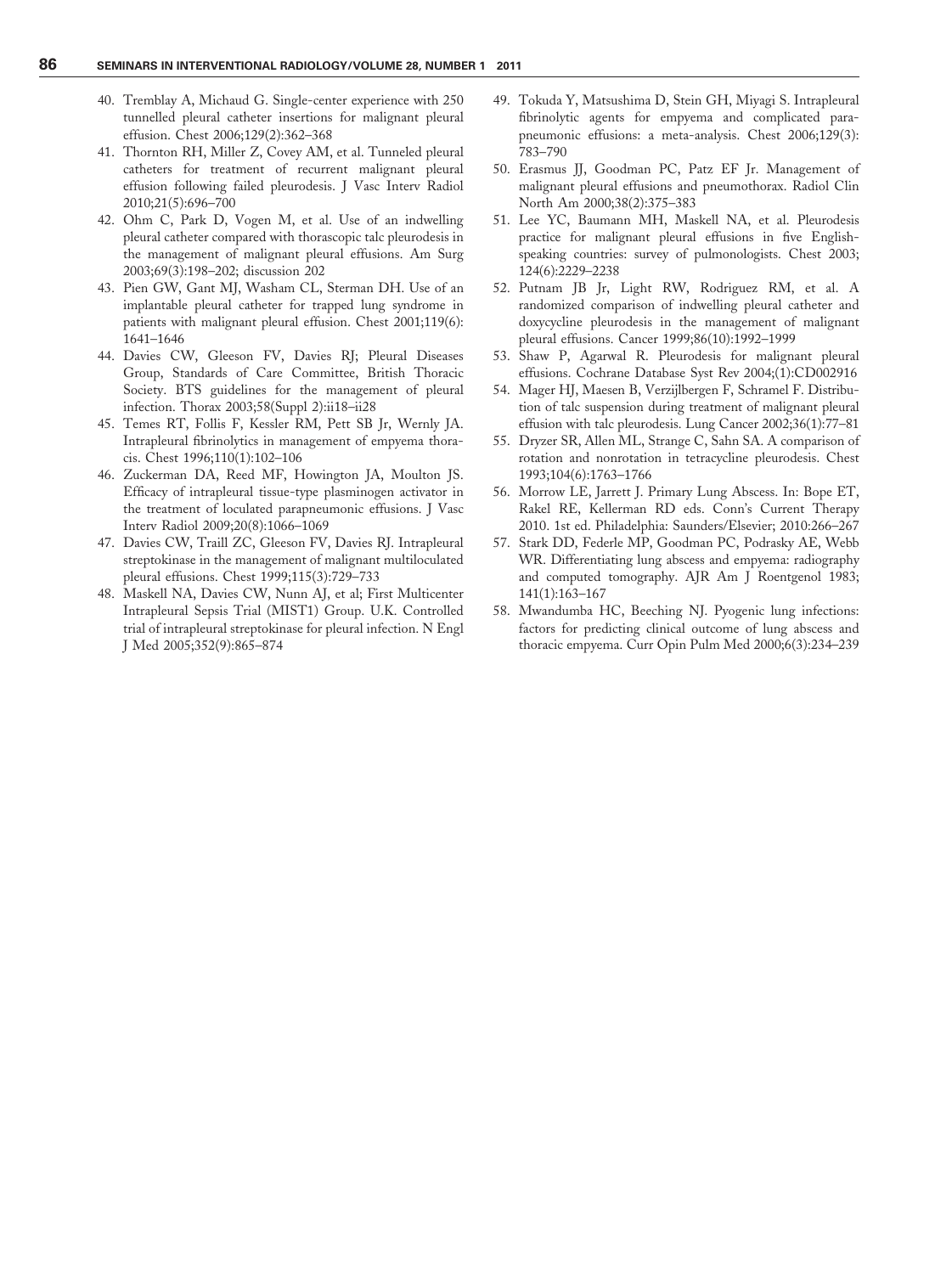40. Tremblay A, Michaud G. Single-center experience with 250 tunnelled pleural catheter insertions for malignant pleural effusion. Chest 2006;129(2):362–368
41. Thornton RH, Miller Z, Covey AM, et al. Tunneled pleural catheters for treatment of recurrent malignant pleural effusion following failed pleurodesis. J Vasc Interv Radiol 2010;21(5):696–700
42. Ohm C, Park D, Vogen M, et al. Use of an indwelling pleural catheter compared with thorascopic talc pleurodesis in the management of malignant pleural effusions. Am Surg 2003;69(3):198–202; discussion 202
43. Pien GW, Gant MJ, Washam CL, Sterman DH. Use of an implantable pleural catheter for trapped lung syndrome in patients with malignant pleural effusion. Chest 2001;119(6): 1641–1646
44. Davies CW, Gleeson FV, Davies RJ; Pleural Diseases Group, Standards of Care Committee, British Thoracic Society. BTS guidelines for the management of pleural infection. Thorax 2003;58(Suppl 2):ii18–ii28
45. Temes RT, Follis F, Kessler RM, Pett SB Jr, Wernly JA. Intrapleural fibrinolytics in management of empyema thoracis. Chest 1996;110(1):102–106
46. Zuckerman DA, Reed MF, Howington JA, Moulton JS. Efficacy of intrapleural tissue-type plasminogen activator in the treatment of loculated parapneumonic effusions. J Vasc Interv Radiol 2009;20(8):1066–1069
47. Davies CW, Traill ZC, Gleeson FV, Davies RJ. Intrapleural streptokinase in the management of malignant multiloculated pleural effusions. Chest 1999;115(3):729–733
48. Maskell NA, Davies CW, Nunn AJ, et al; First Multicenter Intrapleural Sepsis Trial (MIST1) Group. U.K. Controlled trial of intrapleural streptokinase for pleural infection. N Engl J Med 2005;352(9):865–874
49. Tokuda Y, Matsushima D, Stein GH, Miyagi S. Intrapleural fibrinolytic agents for empyema and complicated parapneumonic effusions: a meta-analysis. Chest 2006;129(3): 783–790
50. Erasmus JJ, Goodman PC, Patz EF Jr. Management of malignant pleural effusions and pneumothorax. Radiol Clin North Am 2000;38(2):375–383
51. Lee YC, Baumann MH, Maskell NA, et al. Pleurodesis practice for malignant pleural effusions in five English-speaking countries: survey of pulmonologists. Chest 2003; 124(6):2229–2238
52. Putnam JB Jr, Light RW, Rodriguez RM, et al. A randomized comparison of indwelling pleural catheter and doxycycline pleurodesis in the management of malignant pleural effusions. Cancer 1999;86(10):1992–1999
53. Shaw P, Agarwal R. Pleurodesis for malignant pleural effusions. Cochrane Database Syst Rev 2004;(1):CD002916
54. Mager HJ, Maesen B, Verzijlbergen F, Schramel F. Distribution of talc suspension during treatment of malignant pleural effusion with talc pleurodesis. Lung Cancer 2002;36(1):77–81
55. Dryzer SR, Allen ML, Strange C, Sahn SA. A comparison of rotation and nonrotation in tetracycline pleurodesis. Chest 1993;104(6):1763–1766
56. Morrow LE, Jarrett J. Primary Lung Abscess. In: Bope ET, Rakel RE, Kellerman RD eds. Conn's Current Therapy 2010. 1st ed. Philadelphia: Saunders/Elsevier; 2010:266–267
57. Stark DD, Federle MP, Goodman PC, Podrasky AE, Webb WR. Differentiating lung abscess and empyema: radiography and computed tomography. AJR Am J Roentgenol 1983; 141(1):163–167
58. Mwandumba HC, Beeching NJ. Pyogenic lung infections: factors for predicting clinical outcome of lung abscess and thoracic empyema. Curr Opin Pulm Med 2000;6(3):234–239